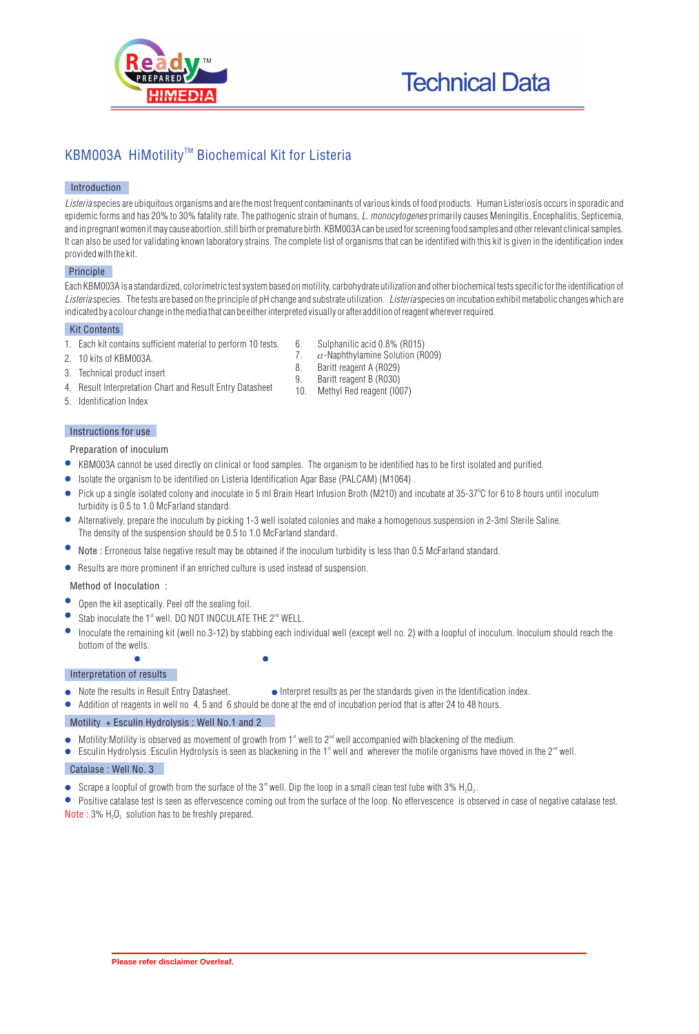# Technical Data

## KBM003A HiMotility™ Biochemical Kit for Listeria

### Introduction

*Listeria* species are ubiquitous organisms and are the most frequent contaminants of various kinds of food products. Human Listeriosis occurs in sporadic and epidemic forms and has 20% to 30% fatality rate. The pathogenic strain of humans, *L. monocytogenes* primarily causes Meningitis, Encephalitis, Septicemia, and in pregnant women it may cause abortion, still birth or premature birth. KBM003A can be used for screening food samples and other relevant clinical samples. It can also be used for validating known laboratory strains. The complete list of organisms that can be identified with this kit is given in the identification index provided with the kit.

### Principle

Each KBM003A is a standardized, colorimetric test system based on motility, carbohydrate utilization and other biochemical tests specific for the identification of *Listeria* species. The tests are based on the principle of pH change and substrate utilization. *Listeria* species on incubation exhibit metabolic changes which are indicated by a colour change in the media that can be either interpreted visually or after addition of reagent wherever required.

### Kit Contents

1. Each kit contains sufficient material to perform 10 tests.
2. 10 kits of KBM003A.
3. Technical product insert
4. Result Interpretation Chart and Result Entry Datasheet
5. Identification Index
6. Sulphanilic acid 0.8% (R015)
7. $\alpha$-Naphthylamine Solution (R009)
8. Baritt reagent A (R029)
9. Baritt reagent B (R030)
10. Methyl Red reagent (I007)

### Instructions for use

#### Preparation of inoculum

- KBM003A cannot be used directly on clinical or food samples. The organism to be identified has to be first isolated and purified.
- Isolate the organism to be identified on Listeria Identification Agar Base (PALCAM) (M1064) .
- Pick up a single isolated colony and inoculate in 5 ml Brain Heart Infusion Broth (M210) and incubate at 35-37°C for 6 to 8 hours until inoculum turbidity is 0.5 to 1.0 McFarland standard.
- Alternatively, prepare the inoculum by picking 1-3 well isolated colonies and make a homogenous suspension in 2-3ml Sterile Saline. The density of the suspension should be 0.5 to 1.0 McFarland standard.
- Note : Erroneous false negative result may be obtained if the inoculum turbidity is less than 0.5 McFarland standard.
- Results are more prominent if an enriched culture is used instead of suspension.

#### Method of Inoculation :

- Open the kit aseptically. Peel off the sealing foil.
- Stab inoculate the 1st well. DO NOT INOCULATE THE 2nd WELL.
- Inoculate the remaining kit (well no.3-12) by stabbing each individual well (except well no. 2) with a loopful of inoculum. Inoculum should reach the bottom of the wells.

### Interpretation of results

- Note the results in Result Entry Datasheet.
- Interpret results as per the standards given in the Identification index.
- Addition of reagents in well no 4, 5 and 6 should be done at the end of incubation period that is after 24 to 48 hours.

### Motility + Esculin Hydrolysis : Well No.1 and 2

- Motility:Motility is observed as movement of growth from 1st well to 2nd well accompanied with blackening of the medium.
- Esculin Hydrolysis :Esculin Hydrolysis is seen as blackening in the 1st well and wherever the motile organisms have moved in the 2nd well.

### Catalase : Well No. 3

- Scrape a loopful of growth from the surface of the 3rd well. Dip the loop in a small clean test tube with 3% $H_2O_2$.
- Positive catalase test is seen as effervescence coming out from the surface of the loop. No effervescence is observed in case of negative catalase test.

Note : 3% $H_2O_2$ solution has to be freshly prepared.

**Please refer disclaimer Overleaf.**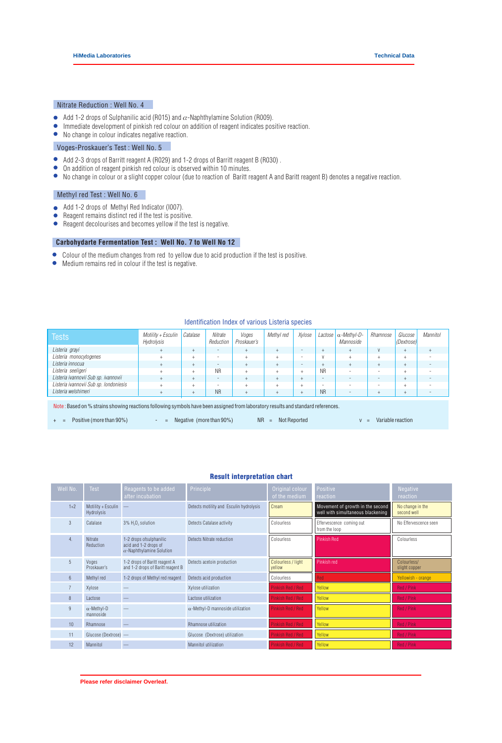## Nitrate Reduction : Well No. 4

- Add 1-2 drops of Sulphanilic acid (R015) and $\alpha$-Naphthylamine Solution (R009).
- Immediate development of pinkish red colour on addition of reagent indicates positive reaction.
- No change in colour indicates negative reaction.

## Voges-Proskauer's Test : Well No. 5

- Add 2-3 drops of Barritt reagent A (R029) and 1-2 drops of Barritt reagent B (R030) .
- On addition of reagent pinkish red colour is observed within 10 minutes.
- No change in colour or a slight copper colour (due to reaction of Barritt reagent A and Baritt reagent B) denotes a negative reaction.

## Methyl red Test : Well No. 6

- Add 1-2 drops of Methyl Red Indicator (I007).
- Reagent remains distinct red if the test is positive.
- Reagent decolourises and becomes yellow if the test is negative.

## Carbohydarte Fermentation Test : Well No. 7 to Well No 12

- Colour of the medium changes from red to yellow due to acid production if the test is positive.
- Medium remains red in colour if the test is negative.

### Identification Index of various Listeria species

| Tests | *Motility + Esculin Hydrolysis* | *Catalase* | *Nitrate Reduction* | *Voges Proskauer's* | *Methyl red* | *Xylose* | *Lactose* | *$\alpha$-Methyl-D-Mannoside* | *Rhamnose* | *Glucose (Dextrose)* | *Mannitol* |
|---|---|---|---|---|---|---|---|---|---|---|---|
| *Listeria grayi* | + | + | - | + | + | - | + | + | V | + | + |
| *Listeria monocytogenes* | + | + | - | + | + | - | V | + | + | + | - |
| *Listeria innocua* | + | + | - | + | + | - | + | + | + | + | - |
| *Listeria seeligeri* | + | + | NR | + | + | + | NR | - | - | + | - |
| *Listeria ivannovii Sub sp. ivannovii* | + | + | - | + | + | + | - | - | - | + | - |
| *Listeria ivannovii Sub sp. londoniesis* | + | + | - | + | + | + | - | - | - | + | - |
| *Listeria welshimeri* | + | + | NR | + | + | + | NR | - | + | + | - |

Note : Based on % strains showing reactions following symbols have been assigned from laboratory results and standard references.

\+ = Positive (more than 90%) - = Negative (more than 90%) NR = Not Reported V = Variable reaction

### Result interpretation chart

| Well No. | Test | Reagents to be added after incubation | Principle | Original colour of the medium | Positive reaction | Negative reaction |
|---|---|---|---|---|---|---|
| 1+2 | Motility + Esculin Hydrolysis | — | Detects motility and Esculin hydrolysis | Cream | Movement of growth in the second well with simultaneous blackening | No change in the second well |
| 3 | Catalase | 3% $H_2O_2$ solution | Detects Catalase activity | Colourless | Effervescence coming out from the loop | No Effervescence seen |
| 4. | Nitrate Reduction | 1-2 drops ofsulphanilic acid and 1-2 drops of $\alpha$-Naphthylamine Solution | Detects Nitrate reduction | Colourless | Pinkish Red | Colourless |
| 5 | Voges Proskauer's | 1-2 drops of Baritt reagent A and 1-2 drops of Baritt reagent B | Detects acetoin production | Colourless / light yellow | Pinkish red | Colourless/ slight copper |
| 6 | Methyl red | 1-2 drops of Methyl red reagent | Detects acid production | Colourless | Red | Yellowish - orange |
| 7 | Xylose | — | Xylose utilization | Pinkish Red / Red | Yellow | Red / Pink |
| 8 | Lactose | — | Lactose utilization | Pinkish Red / Red | Yellow | Red / Pink |
| 9 | $\alpha$-Methyl-D mannoside | — | $\alpha$-Methyl-D mannoside utilization | Pinkish Red / Red | Yellow | Red / Pink |
| 10 | Rhamnose | — | Rhamnose utilization | Pinkish Red / Red | Yellow | Red / Pink |
| 11 | Glucose (Dextrose) | — | Glucose (Dextrose) utilization | Pinkish Red / Red | Yellow | Red / Pink |
| 12 | Mannitol | — | Mannitol utilization | Pinkish Red / Red | Yellow | Red / Pink |

**Please refer disclaimer Overleaf.**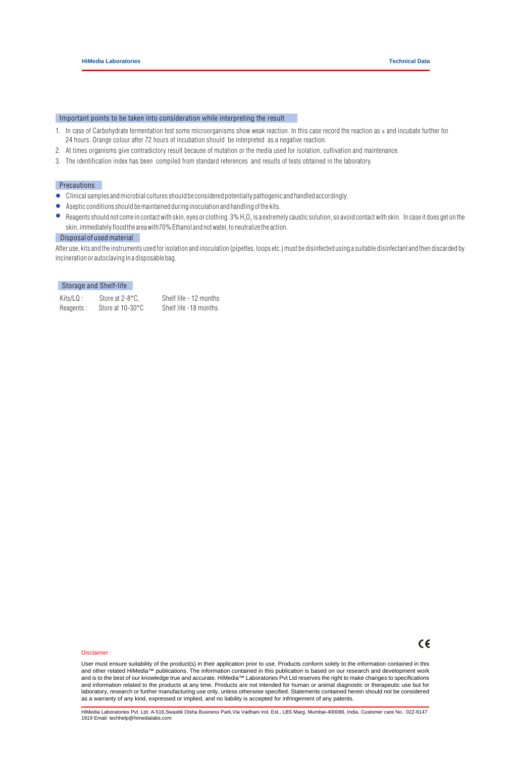## Important points to be taken into consideration while interpreting the result

1. In case of Carbohydrate fermentation test some microorganisms show weak reaction. In this case record the reaction as ± and incubate further for 24 hours. Orange colour after 72 hours of incubation should be interpreted as a negative reaction.
2. At times organisms give contradictory result because of mutation or the media used for isolation, cultivation and maintenance.
3. The identification index has been compiled from standard references and results of tests obtained in the laboratory.

## Precautions

- Clinical samples and microbial cultures should be considered potentially pathogenic and handled accordingly.
- Aseptic conditions should be maintained during inoculation and handling of the kits.
- Reagents should not come in contact with skin, eyes or clothing. 3% $H_2O_2$ is a extremely caustic solution, so avoid contact with skin. In case it does get on the skin, immediately flood the area with 70% Ethanol and not water, to neutralize the action.

## Disposal of used material

After use, kits and the instruments used for isolation and inoculation (pipettes, loops etc.) must be disinfected using a suitable disinfectant and then discarded by incineration or autoclaving in a disposable bag.

## Storage and Shelf-life

| | | |
|---|---|---|
| Kits/LQ : | Store at 2-8°C, | Shelf life - 12 months |
| Reagents : | Store at 10-30°C | Shelf life -18 months |

Disclaimer :

User must ensure suitability of the product(s) in their application prior to use. Products conform solely to the information contained in this and other related HiMedia™ publications. The information contained in this publication is based on our research and development work and is to the best of our knowledge true and accurate. HiMedia™ Laboratories Pvt Ltd reserves the right to make changes to specifications and information related to the products at any time. Products are not intended for human or animal diagnostic or therapeutic use but for laboratory, research or further manufacturing use only, unless otherwise specified. Statements contained herein should not be considered as a warranty of any kind, expressed or implied, and no liability is accepted for infringement of any patents.

HiMedia Laboratories Pvt. Ltd. A-516,Swastik Disha Business Park,Via Vadhani Ind. Est., LBS Marg, Mumbai-400086, India. Customer care No.: 022-6147 1919 Email: techhelp@himedialabs.com